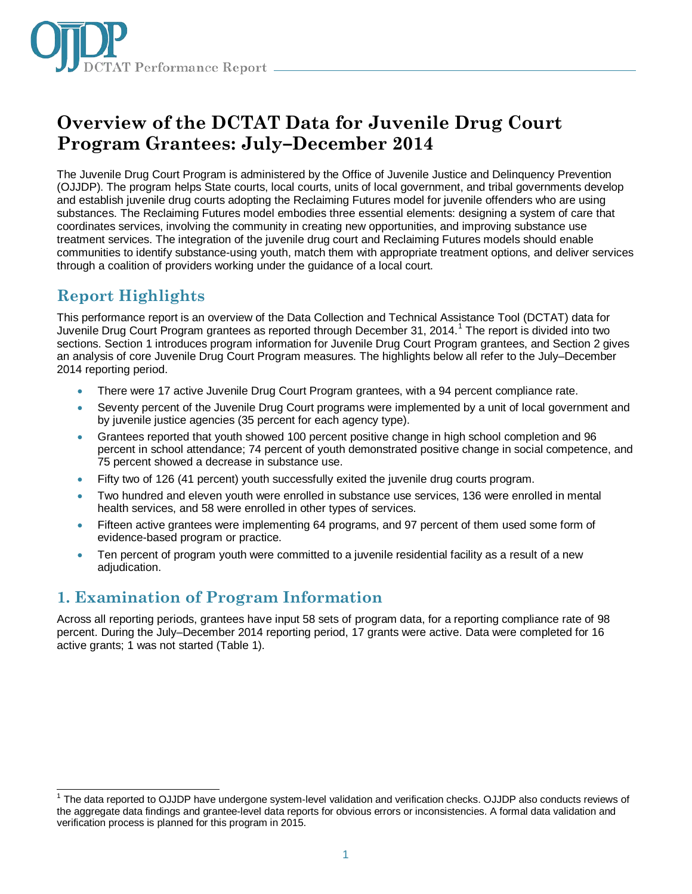# Overview of the DCTAT Data for Juvenile Drug Court Program Grantees: July–December 2014

The Juvenile Drug Court Program is administered by the Office of Juvenile Justice and Delinquency Prevention (OJJDP). The program helps State courts, local courts, units of local government, and tribal governments develop and establish juvenile drug courts adopting the Reclaiming Futures model for juvenile offenders who are using substances. The Reclaiming Futures model embodies three essential elements: designing a system of care that coordinates services, involving the community in creating new opportunities, and improving substance use treatment services. The integration of the juvenile drug court and Reclaiming Futures models should enable communities to identify substance-using youth, match them with appropriate treatment options, and deliver services through a coalition of providers working under the guidance of a local court.

## Report Highlights

This performance report is an overview of the Data Collection and Technical Assistance Tool (DCTAT) data for Juvenile Drug Court Program grantees as reported through December 31, 2014.[1] The report is divided into two sections. Section 1 introduces program information for Juvenile Drug Court Program grantees, and Section 2 gives an analysis of core Juvenile Drug Court Program measures. The highlights below all refer to the July–December 2014 reporting period.

- There were 17 active Juvenile Drug Court Program grantees, with a 94 percent compliance rate.
- Seventy percent of the Juvenile Drug Court programs were implemented by a unit of local government and by juvenile justice agencies (35 percent for each agency type).
- Grantees reported that youth showed 100 percent positive change in high school completion and 96 percent in school attendance; 74 percent of youth demonstrated positive change in social competence, and 75 percent showed a decrease in substance use.
- Fifty two of 126 (41 percent) youth successfully exited the juvenile drug courts program.
- Two hundred and eleven youth were enrolled in substance use services, 136 were enrolled in mental health services, and 58 were enrolled in other types of services.
- Fifteen active grantees were implementing 64 programs, and 97 percent of them used some form of evidence-based program or practice.
- Ten percent of program youth were committed to a juvenile residential facility as a result of a new adjudication.

## 1. Examination of Program Information

Across all reporting periods, grantees have input 58 sets of program data, for a reporting compliance rate of 98 percent. During the July–December 2014 reporting period, 17 grants were active. Data were completed for 16 active grants; 1 was not started (Table 1).

[1] The data reported to OJJDP have undergone system-level validation and verification checks. OJJDP also conducts reviews of the aggregate data findings and grantee-level data reports for obvious errors or inconsistencies. A formal data validation and verification process is planned for this program in 2015.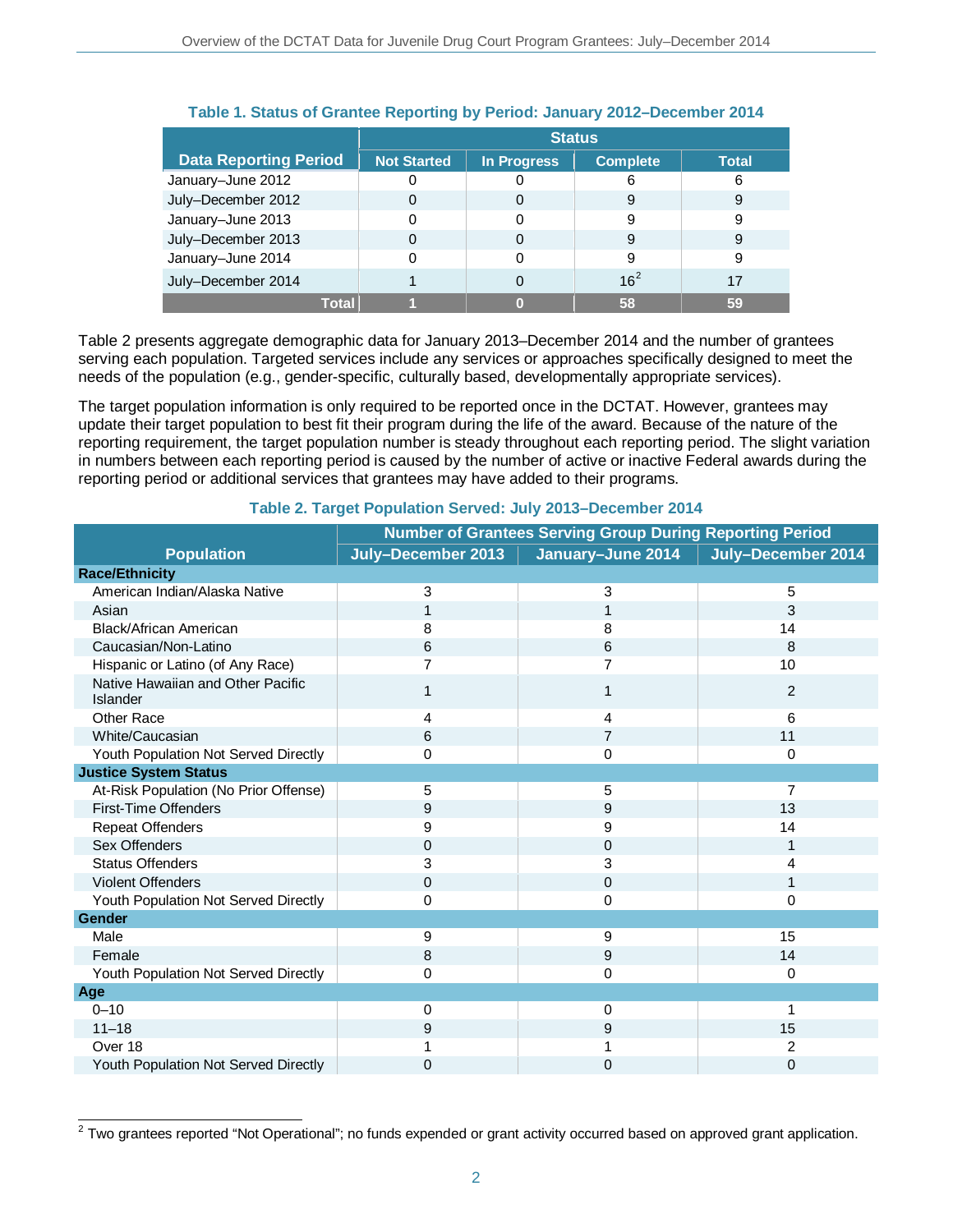**Table 1. Status of Grantee Reporting by Period: January 2012–December 2014**

| Data Reporting Period | Status | | | |
|---|---|---|---|---|
| | Not Started | In Progress | Complete | Total |
| January–June 2012 | 0 | 0 | 6 | 6 |
| July–December 2012 | 0 | 0 | 9 | 9 |
| January–June 2013 | 0 | 0 | 9 | 9 |
| July–December 2013 | 0 | 0 | 9 | 9 |
| January–June 2014 | 0 | 0 | 9 | 9 |
| July–December 2014 | 1 | 0 | 16[2] | 17 |
| **Total** | **1** | **0** | **58** | **59** |

Table 2 presents aggregate demographic data for January 2013–December 2014 and the number of grantees serving each population. Targeted services include any services or approaches specifically designed to meet the needs of the population (e.g., gender-specific, culturally based, developmentally appropriate services).

The target population information is only required to be reported once in the DCTAT. However, grantees may update their target population to best fit their program during the life of the award. Because of the nature of the reporting requirement, the target population number is steady throughout each reporting period. The slight variation in numbers between each reporting period is caused by the number of active or inactive Federal awards during the reporting period or additional services that grantees may have added to their programs.

**Table 2. Target Population Served: July 2013–December 2014**

| Population | Number of Grantees Serving Group During Reporting Period | | |
|---|---|---|---|
| | July–December 2013 | January–June 2014 | July–December 2014 |
| **Race/Ethnicity** | | | |
| American Indian/Alaska Native | 3 | 3 | 5 |
| Asian | 1 | 1 | 3 |
| Black/African American | 8 | 8 | 14 |
| Caucasian/Non-Latino | 6 | 6 | 8 |
| Hispanic or Latino (of Any Race) | 7 | 7 | 10 |
| Native Hawaiian and Other Pacific Islander | 1 | 1 | 2 |
| Other Race | 4 | 4 | 6 |
| White/Caucasian | 6 | 7 | 11 |
| Youth Population Not Served Directly | 0 | 0 | 0 |
| **Justice System Status** | | | |
| At-Risk Population (No Prior Offense) | 5 | 5 | 7 |
| First-Time Offenders | 9 | 9 | 13 |
| Repeat Offenders | 9 | 9 | 14 |
| Sex Offenders | 0 | 0 | 1 |
| Status Offenders | 3 | 3 | 4 |
| Violent Offenders | 0 | 0 | 1 |
| Youth Population Not Served Directly | 0 | 0 | 0 |
| **Gender** | | | |
| Male | 9 | 9 | 15 |
| Female | 8 | 9 | 14 |
| Youth Population Not Served Directly | 0 | 0 | 0 |
| **Age** | | | |
| 0–10 | 0 | 0 | 1 |
| 11–18 | 9 | 9 | 15 |
| Over 18 | 1 | 1 | 2 |
| Youth Population Not Served Directly | 0 | 0 | 0 |

[2] Two grantees reported "Not Operational"; no funds expended or grant activity occurred based on approved grant application.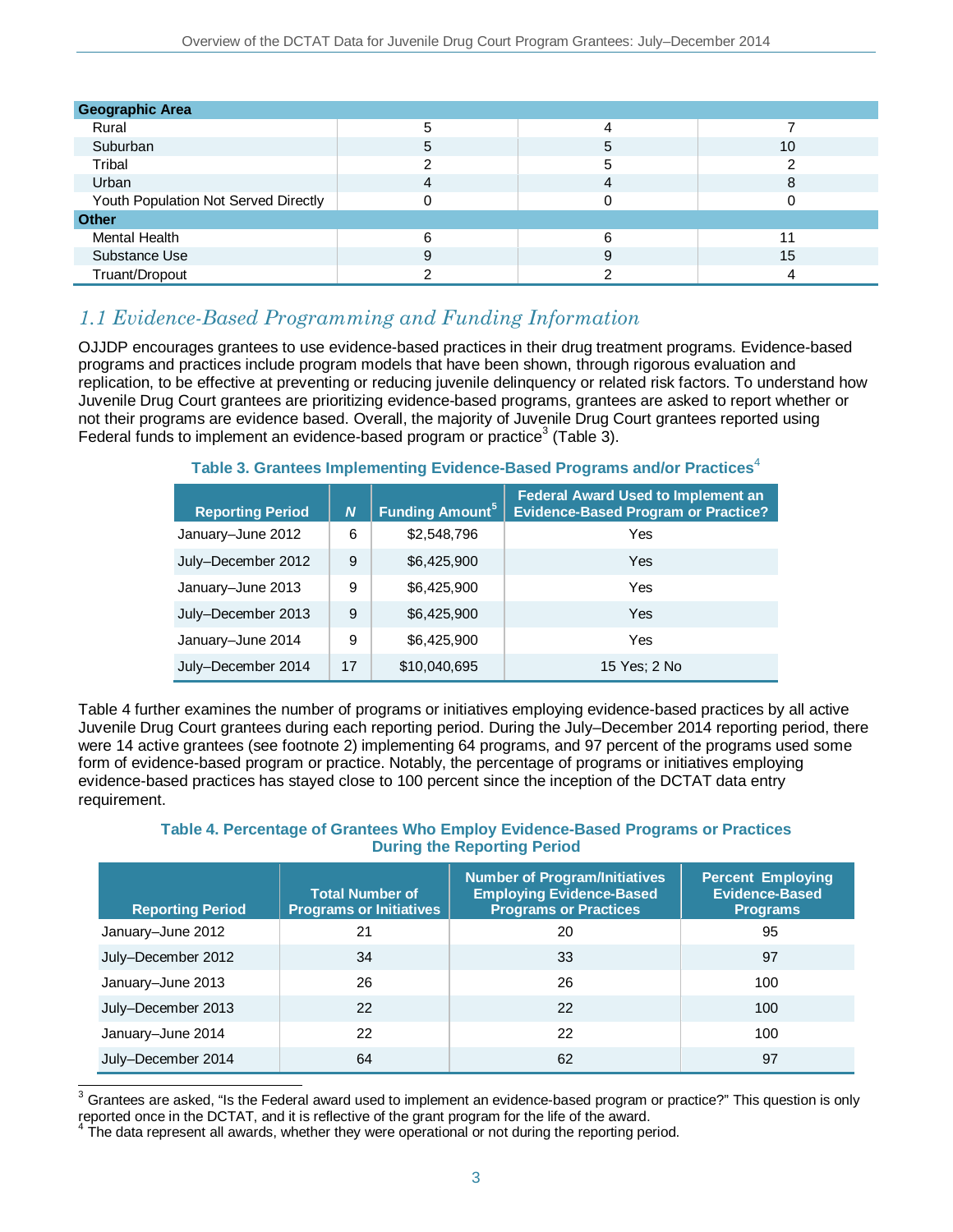| Geographic Area | | | |
|---|---|---|---|
| Rural | 5 | 4 | 7 |
| Suburban | 5 | 5 | 10 |
| Tribal | 2 | 5 | 2 |
| Urban | 4 | 4 | 8 |
| Youth Population Not Served Directly | 0 | 0 | 0 |
| **Other** | | | |
| Mental Health | 6 | 6 | 11 |
| Substance Use | 9 | 9 | 15 |
| Truant/Dropout | 2 | 2 | 4 |

## *1.1 Evidence-Based Programming and Funding Information*

OJJDP encourages grantees to use evidence-based practices in their drug treatment programs. Evidence-based programs and practices include program models that have been shown, through rigorous evaluation and replication, to be effective at preventing or reducing juvenile delinquency or related risk factors. To understand how Juvenile Drug Court grantees are prioritizing evidence-based programs, grantees are asked to report whether or not their programs are evidence based. Overall, the majority of Juvenile Drug Court grantees reported using Federal funds to implement an evidence-based program or practice[3] (Table 3).

**Table 3. Grantees Implementing Evidence-Based Programs and/or Practices[4]**

| Reporting Period | *N* | Funding Amount[5] | Federal Award Used to Implement an Evidence-Based Program or Practice? |
|---|---|---|---|
| January–June 2012 | 6 | $2,548,796 | Yes |
| July–December 2012 | 9 | $6,425,900 | Yes |
| January–June 2013 | 9 | $6,425,900 | Yes |
| July–December 2013 | 9 | $6,425,900 | Yes |
| January–June 2014 | 9 | $6,425,900 | Yes |
| July–December 2014 | 17 | $10,040,695 | 15 Yes; 2 No |

Table 4 further examines the number of programs or initiatives employing evidence-based practices by all active Juvenile Drug Court grantees during each reporting period. During the July–December 2014 reporting period, there were 14 active grantees (see footnote 2) implementing 64 programs, and 97 percent of the programs used some form of evidence-based program or practice. Notably, the percentage of programs or initiatives employing evidence-based practices has stayed close to 100 percent since the inception of the DCTAT data entry requirement.

**Table 4. Percentage of Grantees Who Employ Evidence-Based Programs or Practices During the Reporting Period**

| Reporting Period | Total Number of Programs or Initiatives | Number of Program/Initiatives Employing Evidence-Based Programs or Practices | Percent Employing Evidence-Based Programs |
|---|---|---|---|
| January–June 2012 | 21 | 20 | 95 |
| July–December 2012 | 34 | 33 | 97 |
| January–June 2013 | 26 | 26 | 100 |
| July–December 2013 | 22 | 22 | 100 |
| January–June 2014 | 22 | 22 | 100 |
| July–December 2014 | 64 | 62 | 97 |

[3] Grantees are asked, "Is the Federal award used to implement an evidence-based program or practice?" This question is only reported once in the DCTAT, and it is reflective of the grant program for the life of the award.

[4] The data represent all awards, whether they were operational or not during the reporting period.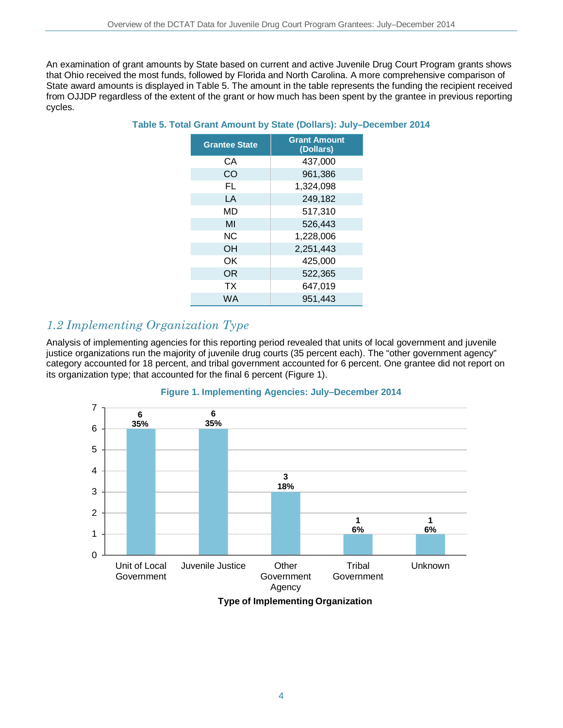An examination of grant amounts by State based on current and active Juvenile Drug Court Program grants shows that Ohio received the most funds, followed by Florida and North Carolina. A more comprehensive comparison of State award amounts is displayed in Table 5. The amount in the table represents the funding the recipient received from OJJDP regardless of the extent of the grant or how much has been spent by the grantee in previous reporting cycles.

**Table 5. Total Grant Amount by State (Dollars): July–December 2014**

| Grantee State | Grant Amount (Dollars) |
|---|---|
| CA | 437,000 |
| CO | 961,386 |
| FL | 1,324,098 |
| LA | 249,182 |
| MD | 517,310 |
| MI | 526,443 |
| NC | 1,228,006 |
| OH | 2,251,443 |
| OK | 425,000 |
| OR | 522,365 |
| TX | 647,019 |
| WA | 951,443 |

## *1.2 Implementing Organization Type*

Analysis of implementing agencies for this reporting period revealed that units of local government and juvenile justice organizations run the majority of juvenile drug courts (35 percent each). The "other government agency" category accounted for 18 percent, and tribal government accounted for 6 percent. One grantee did not report on its organization type; that accounted for the final 6 percent (Figure 1).

**Figure 1. Implementing Agencies: July–December 2014**

| Type of Implementing Organization | Number | Percent |
|---|---|---|
| Unit of Local Government | 6 | 35% |
| Juvenile Justice | 6 | 35% |
| Other Government Agency | 3 | 18% |
| Tribal Government | 1 | 6% |
| Unknown | 1 | 6% |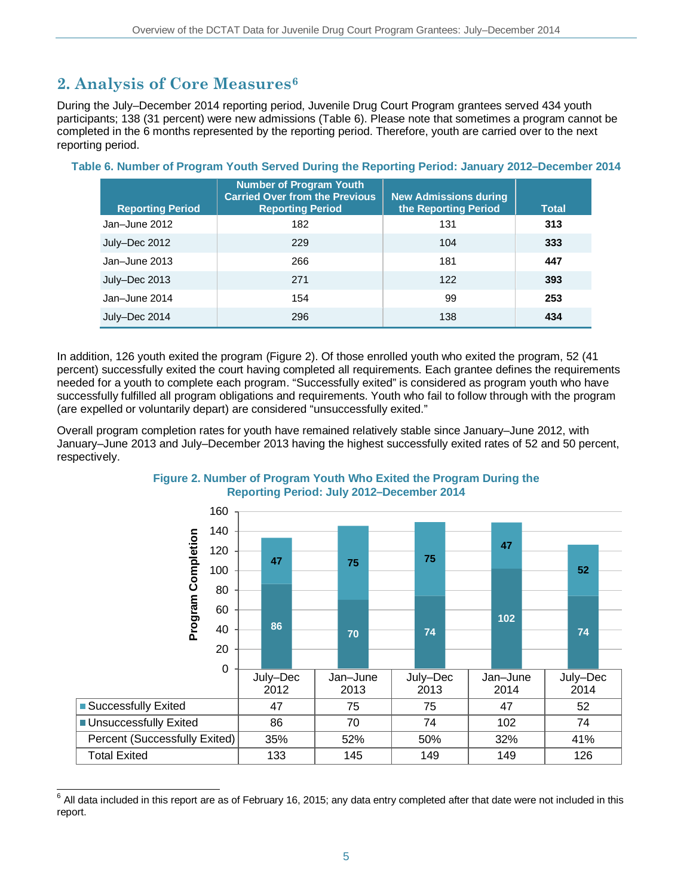## 2. Analysis of Core Measures[6]

During the July–December 2014 reporting period, Juvenile Drug Court Program grantees served 434 youth participants; 138 (31 percent) were new admissions (Table 6). Please note that sometimes a program cannot be completed in the 6 months represented by the reporting period. Therefore, youth are carried over to the next reporting period.

**Table 6. Number of Program Youth Served During the Reporting Period: January 2012–December 2014**

| Reporting Period | Number of Program Youth Carried Over from the Previous Reporting Period | New Admissions during the Reporting Period | Total |
|---|---|---|---|
| Jan–June 2012 | 182 | 131 | **313** |
| July–Dec 2012 | 229 | 104 | **333** |
| Jan–June 2013 | 266 | 181 | **447** |
| July–Dec 2013 | 271 | 122 | **393** |
| Jan–June 2014 | 154 | 99 | **253** |
| July–Dec 2014 | 296 | 138 | **434** |

In addition, 126 youth exited the program (Figure 2). Of those enrolled youth who exited the program, 52 (41 percent) successfully exited the court having completed all requirements. Each grantee defines the requirements needed for a youth to complete each program. "Successfully exited" is considered as program youth who have successfully fulfilled all program obligations and requirements. Youth who fail to follow through with the program (are expelled or voluntarily depart) are considered "unsuccessfully exited."

Overall program completion rates for youth have remained relatively stable since January–June 2012, with January–June 2013 and July–December 2013 having the highest successfully exited rates of 52 and 50 percent, respectively.

**Figure 2. Number of Program Youth Who Exited the Program During the Reporting Period: July 2012–December 2014**

| | July–Dec 2012 | Jan–June 2013 | July–Dec 2013 | Jan–June 2014 | July–Dec 2014 |
|---|---|---|---|---|---|
| Successfully Exited | 47 | 75 | 75 | 47 | 52 |
| Unsuccessfully Exited | 86 | 70 | 74 | 102 | 74 |
| Percent (Successfully Exited) | 35% | 52% | 50% | 32% | 41% |
| Total Exited | 133 | 145 | 149 | 149 | 126 |

[6] All data included in this report are as of February 16, 2015; any data entry completed after that date were not included in this report.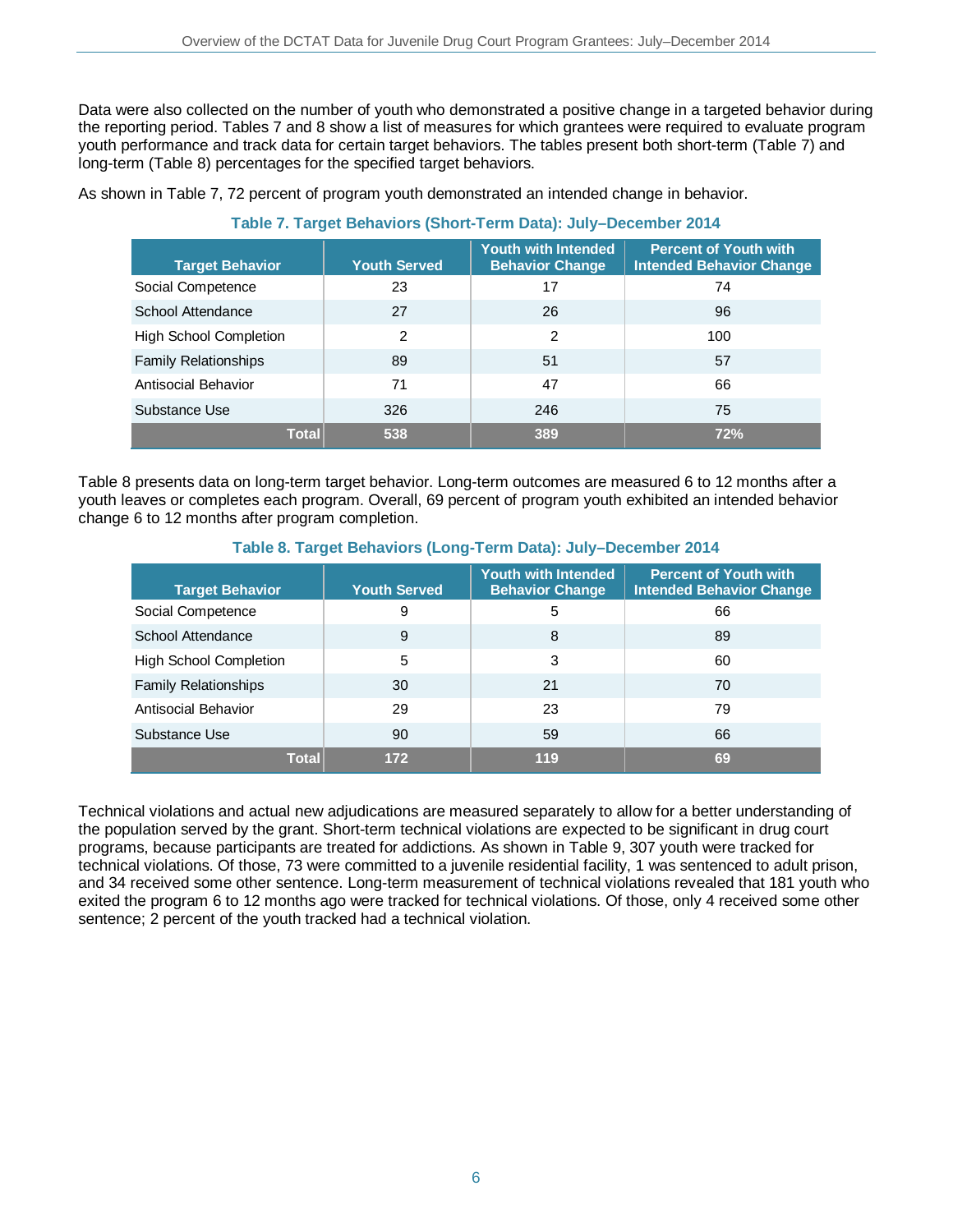Data were also collected on the number of youth who demonstrated a positive change in a targeted behavior during the reporting period. Tables 7 and 8 show a list of measures for which grantees were required to evaluate program youth performance and track data for certain target behaviors. The tables present both short-term (Table 7) and long-term (Table 8) percentages for the specified target behaviors.

As shown in Table 7, 72 percent of program youth demonstrated an intended change in behavior.

**Table 7. Target Behaviors (Short-Term Data): July–December 2014**

| Target Behavior | Youth Served | Youth with Intended Behavior Change | Percent of Youth with Intended Behavior Change |
|---|---|---|---|
| Social Competence | 23 | 17 | 74 |
| School Attendance | 27 | 26 | 96 |
| High School Completion | 2 | 2 | 100 |
| Family Relationships | 89 | 51 | 57 |
| Antisocial Behavior | 71 | 47 | 66 |
| Substance Use | 326 | 246 | 75 |
| **Total** | **538** | **389** | **72%** |

Table 8 presents data on long-term target behavior. Long-term outcomes are measured 6 to 12 months after a youth leaves or completes each program. Overall, 69 percent of program youth exhibited an intended behavior change 6 to 12 months after program completion.

**Table 8. Target Behaviors (Long-Term Data): July–December 2014**

| Target Behavior | Youth Served | Youth with Intended Behavior Change | Percent of Youth with Intended Behavior Change |
|---|---|---|---|
| Social Competence | 9 | 5 | 66 |
| School Attendance | 9 | 8 | 89 |
| High School Completion | 5 | 3 | 60 |
| Family Relationships | 30 | 21 | 70 |
| Antisocial Behavior | 29 | 23 | 79 |
| Substance Use | 90 | 59 | 66 |
| **Total** | **172** | **119** | **69** |

Technical violations and actual new adjudications are measured separately to allow for a better understanding of the population served by the grant. Short-term technical violations are expected to be significant in drug court programs, because participants are treated for addictions. As shown in Table 9, 307 youth were tracked for technical violations. Of those, 73 were committed to a juvenile residential facility, 1 was sentenced to adult prison, and 34 received some other sentence. Long-term measurement of technical violations revealed that 181 youth who exited the program 6 to 12 months ago were tracked for technical violations. Of those, only 4 received some other sentence; 2 percent of the youth tracked had a technical violation.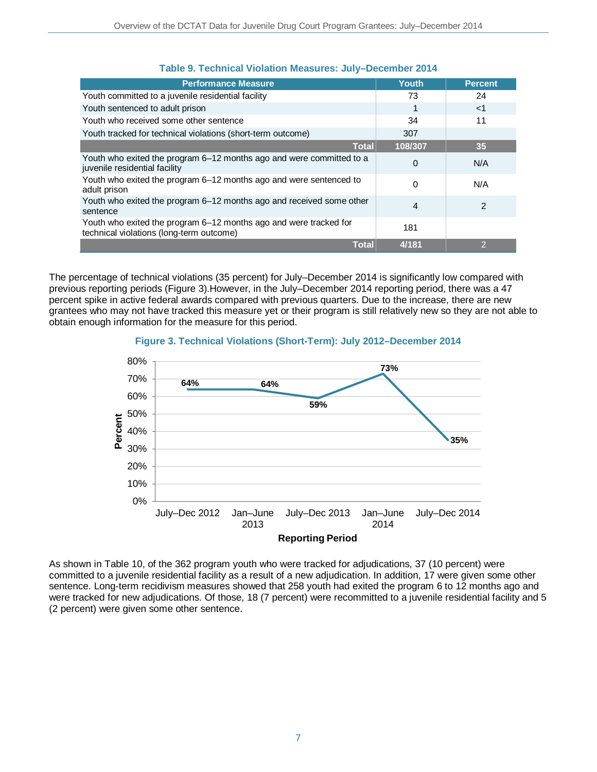**Table 9. Technical Violation Measures: July–December 2014**

| Performance Measure | Youth | Percent |
|---|---|---|
| Youth committed to a juvenile residential facility | 73 | 24 |
| Youth sentenced to adult prison | 1 | <1 |
| Youth who received some other sentence | 34 | 11 |
| Youth tracked for technical violations (short-term outcome) | 307 | |
| **Total** | **108/307** | **35** |
| Youth who exited the program 6–12 months ago and were committed to a juvenile residential facility | 0 | N/A |
| Youth who exited the program 6–12 months ago and were sentenced to adult prison | 0 | N/A |
| Youth who exited the program 6–12 months ago and received some other sentence | 4 | 2 |
| Youth who exited the program 6–12 months ago and were tracked for technical violations (long-term outcome) | 181 | |
| **Total** | **4/181** | **2** |

The percentage of technical violations (35 percent) for July–December 2014 is significantly low compared with previous reporting periods (Figure 3).However, in the July–December 2014 reporting period, there was a 47 percent spike in active federal awards compared with previous quarters. Due to the increase, there are new grantees who may not have tracked this measure yet or their program is still relatively new so they are not able to obtain enough information for the measure for this period.

**Figure 3. Technical Violations (Short-Term): July 2012–December 2014**

| Reporting Period | Percent |
|---|---|
| July–Dec 2012 | 64% |
| Jan–June 2013 | 64% |
| July–Dec 2013 | 59% |
| Jan–June 2014 | 73% |
| July–Dec 2014 | 35% |

As shown in Table 10, of the 362 program youth who were tracked for adjudications, 37 (10 percent) were committed to a juvenile residential facility as a result of a new adjudication. In addition, 17 were given some other sentence. Long-term recidivism measures showed that 258 youth had exited the program 6 to 12 months ago and were tracked for new adjudications. Of those, 18 (7 percent) were recommitted to a juvenile residential facility and 5 (2 percent) were given some other sentence.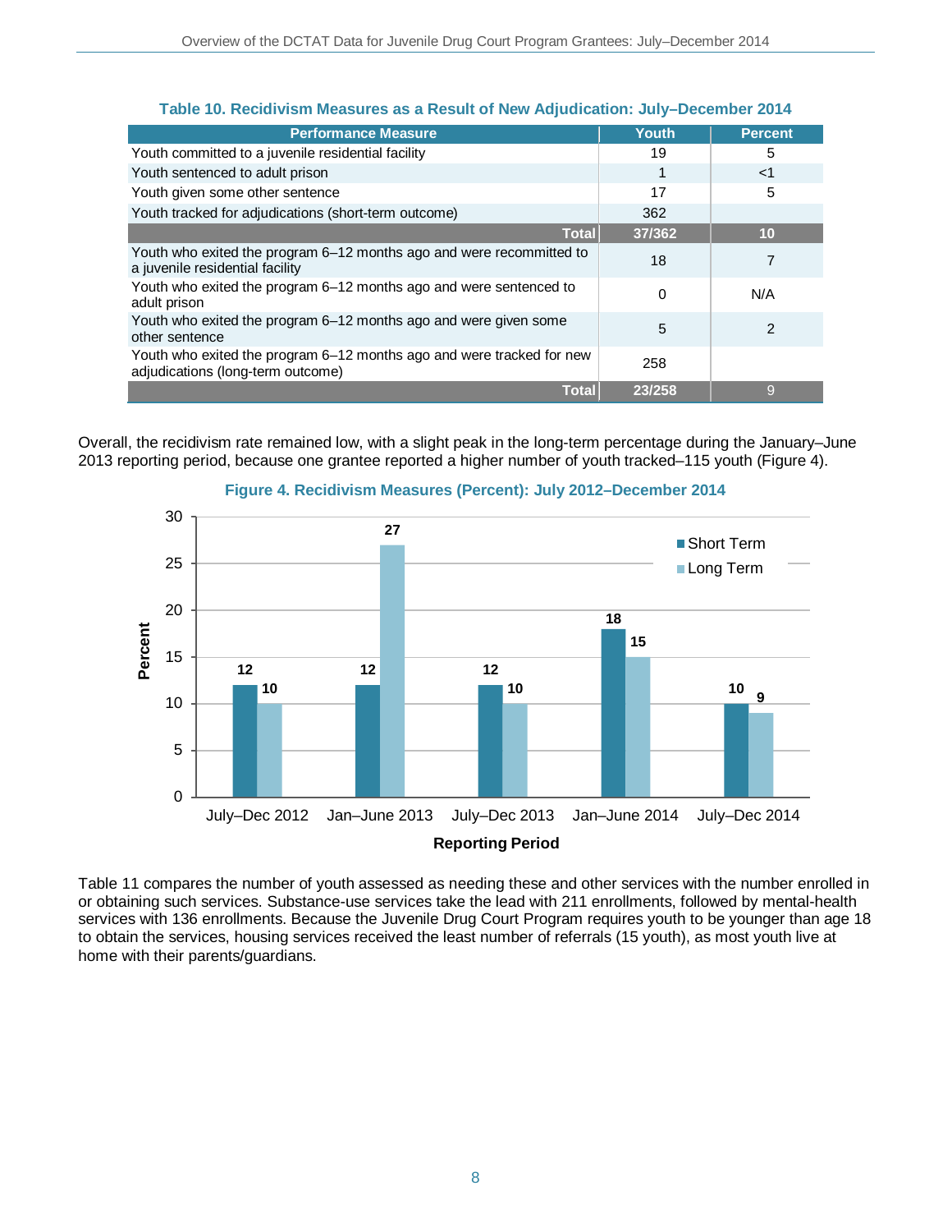**Table 10. Recidivism Measures as a Result of New Adjudication: July–December 2014**

| Performance Measure | Youth | Percent |
|---|---|---|
| Youth committed to a juvenile residential facility | 19 | 5 |
| Youth sentenced to adult prison | 1 | <1 |
| Youth given some other sentence | 17 | 5 |
| Youth tracked for adjudications (short-term outcome) | 362 | |
| **Total** | **37/362** | **10** |
| Youth who exited the program 6–12 months ago and were recommitted to a juvenile residential facility | 18 | 7 |
| Youth who exited the program 6–12 months ago and were sentenced to adult prison | 0 | N/A |
| Youth who exited the program 6–12 months ago and were given some other sentence | 5 | 2 |
| Youth who exited the program 6–12 months ago and were tracked for new adjudications (long-term outcome) | 258 | |
| **Total** | **23/258** | 9 |

Overall, the recidivism rate remained low, with a slight peak in the long-term percentage during the January–June 2013 reporting period, because one grantee reported a higher number of youth tracked–115 youth (Figure 4).

**Figure 4. Recidivism Measures (Percent): July 2012–December 2014**

| Reporting Period | Short Term | Long Term |
|---|---|---|
| July–Dec 2012 | 12 | 10 |
| Jan–June 2013 | 12 | 27 |
| July–Dec 2013 | 12 | 10 |
| Jan–June 2014 | 18 | 15 |
| July–Dec 2014 | 10 | 9 |

Table 11 compares the number of youth assessed as needing these and other services with the number enrolled in or obtaining such services. Substance-use services take the lead with 211 enrollments, followed by mental-health services with 136 enrollments. Because the Juvenile Drug Court Program requires youth to be younger than age 18 to obtain the services, housing services received the least number of referrals (15 youth), as most youth live at home with their parents/guardians.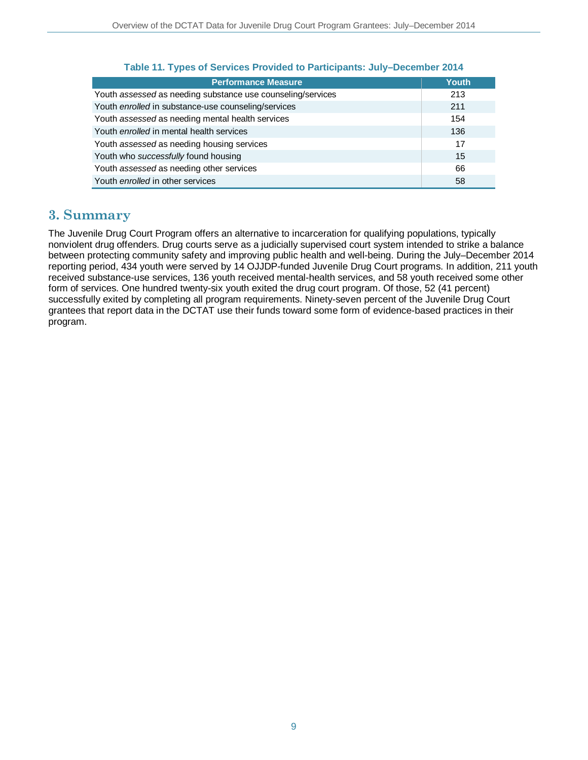**Table 11. Types of Services Provided to Participants: July–December 2014**

| Performance Measure | Youth |
| --- | --- |
| Youth *assessed* as needing substance use counseling/services | 213 |
| Youth *enrolled* in substance-use counseling/services | 211 |
| Youth *assessed* as needing mental health services | 154 |
| Youth *enrolled* in mental health services | 136 |
| Youth *assessed* as needing housing services | 17 |
| Youth who *successfully* found housing | 15 |
| Youth *assessed* as needing other services | 66 |
| Youth *enrolled* in other services | 58 |

## 3. Summary

The Juvenile Drug Court Program offers an alternative to incarceration for qualifying populations, typically nonviolent drug offenders. Drug courts serve as a judicially supervised court system intended to strike a balance between protecting community safety and improving public health and well-being. During the July–December 2014 reporting period, 434 youth were served by 14 OJJDP-funded Juvenile Drug Court programs. In addition, 211 youth received substance-use services, 136 youth received mental-health services, and 58 youth received some other form of services. One hundred twenty-six youth exited the drug court program. Of those, 52 (41 percent) successfully exited by completing all program requirements. Ninety-seven percent of the Juvenile Drug Court grantees that report data in the DCTAT use their funds toward some form of evidence-based practices in their program.